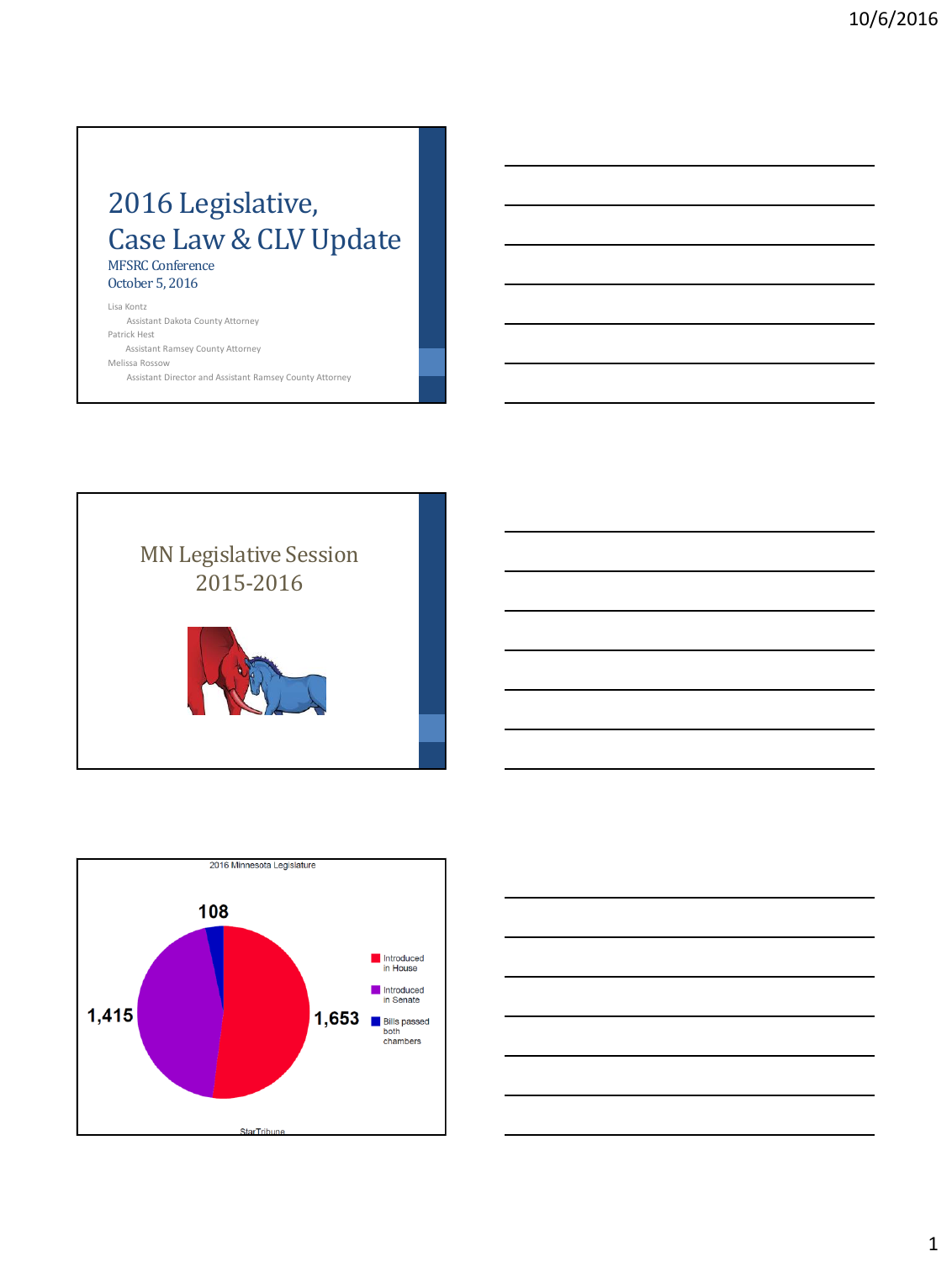# 2016 Legislative, Case Law & CLV Update

MFSRC Conference
October 5, 2016

Lisa Kontz
Assistant Dakota County Attorney
Patrick Hest
Assistant Ramsey County Attorney
Melissa Rossow
Assistant Director and Assistant Ramsey County Attorney

## MN Legislative Session 2015-2016

2016 Minnesota Legislature

- Introduced in House: 1,653
- Introduced in Senate: 1,415
- Bills passed both chambers: 108

StarTribune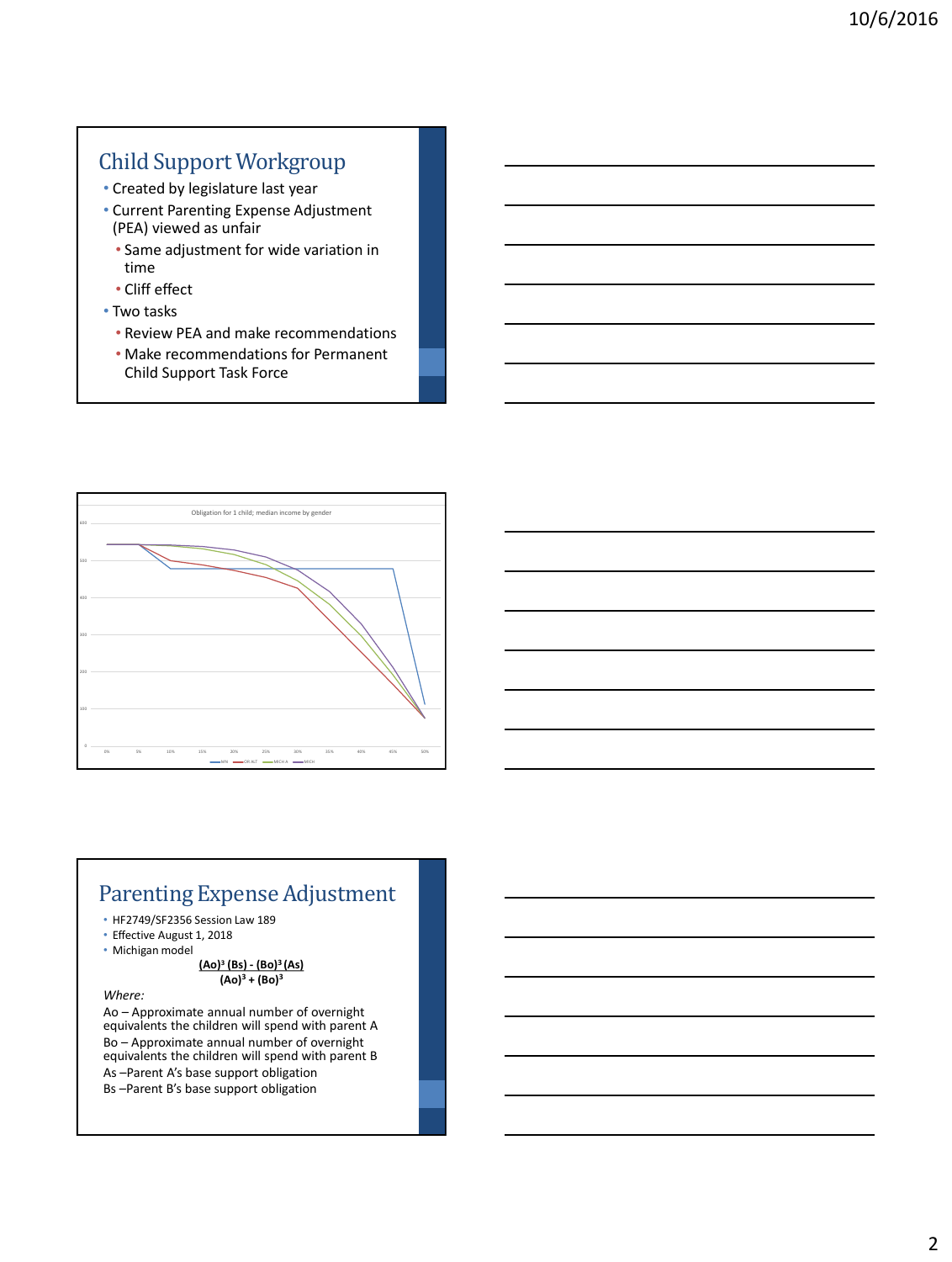## Child Support Workgroup

- Created by legislature last year
- Current Parenting Expense Adjustment (PEA) viewed as unfair
  - Same adjustment for wide variation in time
  - Cliff effect
- Two tasks
  - Review PEA and make recommendations
  - Make recommendations for Permanent Child Support Task Force

Obligation for 1 child; median income by gender

MN — OR ALT — MICH A — MICH

## Parenting Expense Adjustment

- HF2749/SF2356 Session Law 189
- Effective August 1, 2018
- Michigan model

$$\frac{(Ao)^3\,(Bs) - (Bo)^3\,(As)}{(Ao)^3 + (Bo)^3}$$

*Where:*

Ao – Approximate annual number of overnight equivalents the children will spend with parent A

Bo – Approximate annual number of overnight equivalents the children will spend with parent B

As –Parent A's base support obligation

Bs –Parent B's base support obligation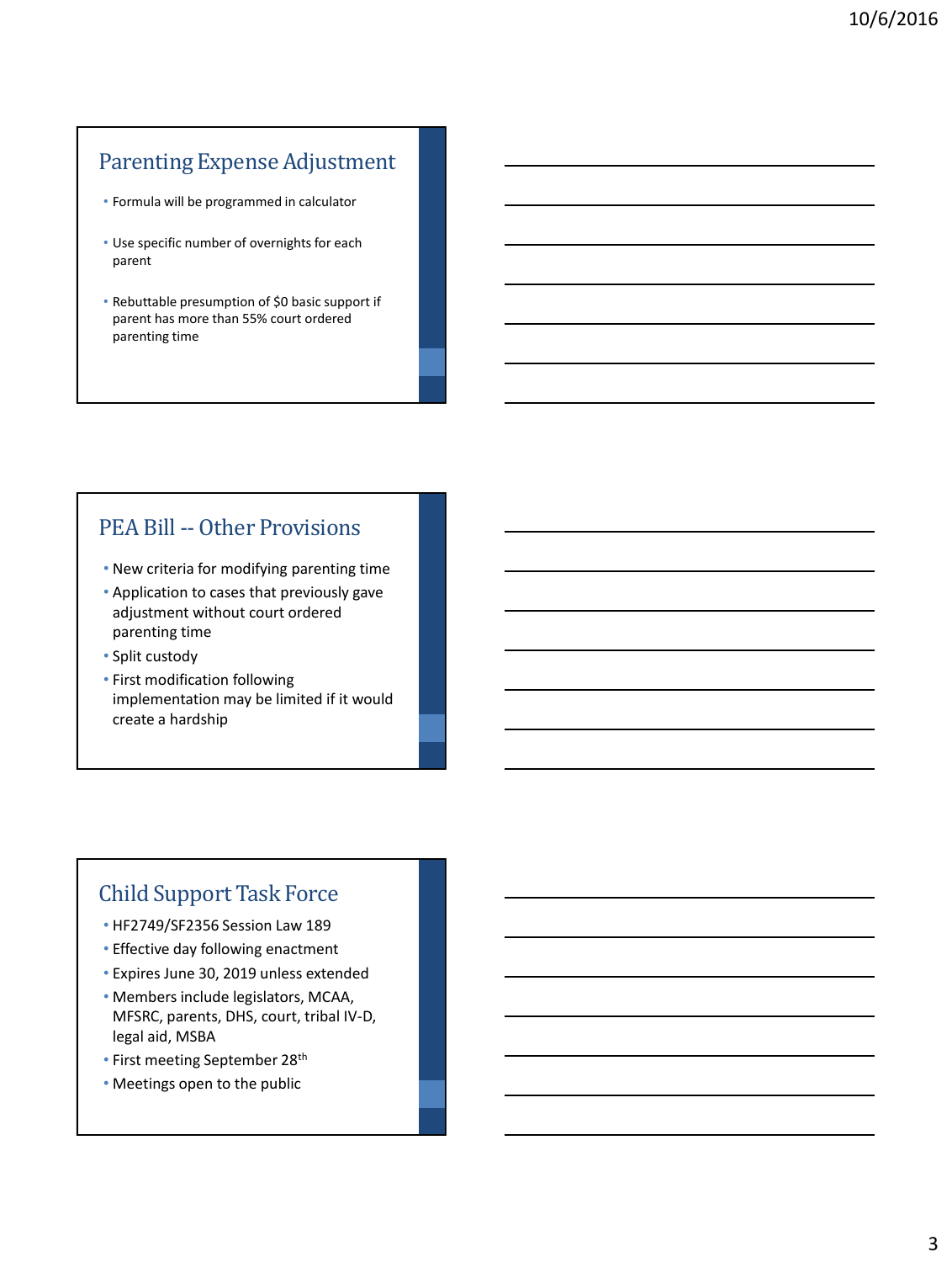## Parenting Expense Adjustment

- Formula will be programmed in calculator
- Use specific number of overnights for each parent
- Rebuttable presumption of $0 basic support if parent has more than 55% court ordered parenting time

## PEA Bill -- Other Provisions

- New criteria for modifying parenting time
- Application to cases that previously gave adjustment without court ordered parenting time
- Split custody
- First modification following implementation may be limited if it would create a hardship

## Child Support Task Force

- HF2749/SF2356 Session Law 189
- Effective day following enactment
- Expires June 30, 2019 unless extended
- Members include legislators, MCAA, MFSRC, parents, DHS, court, tribal IV-D, legal aid, MSBA
- First meeting September 28th
- Meetings open to the public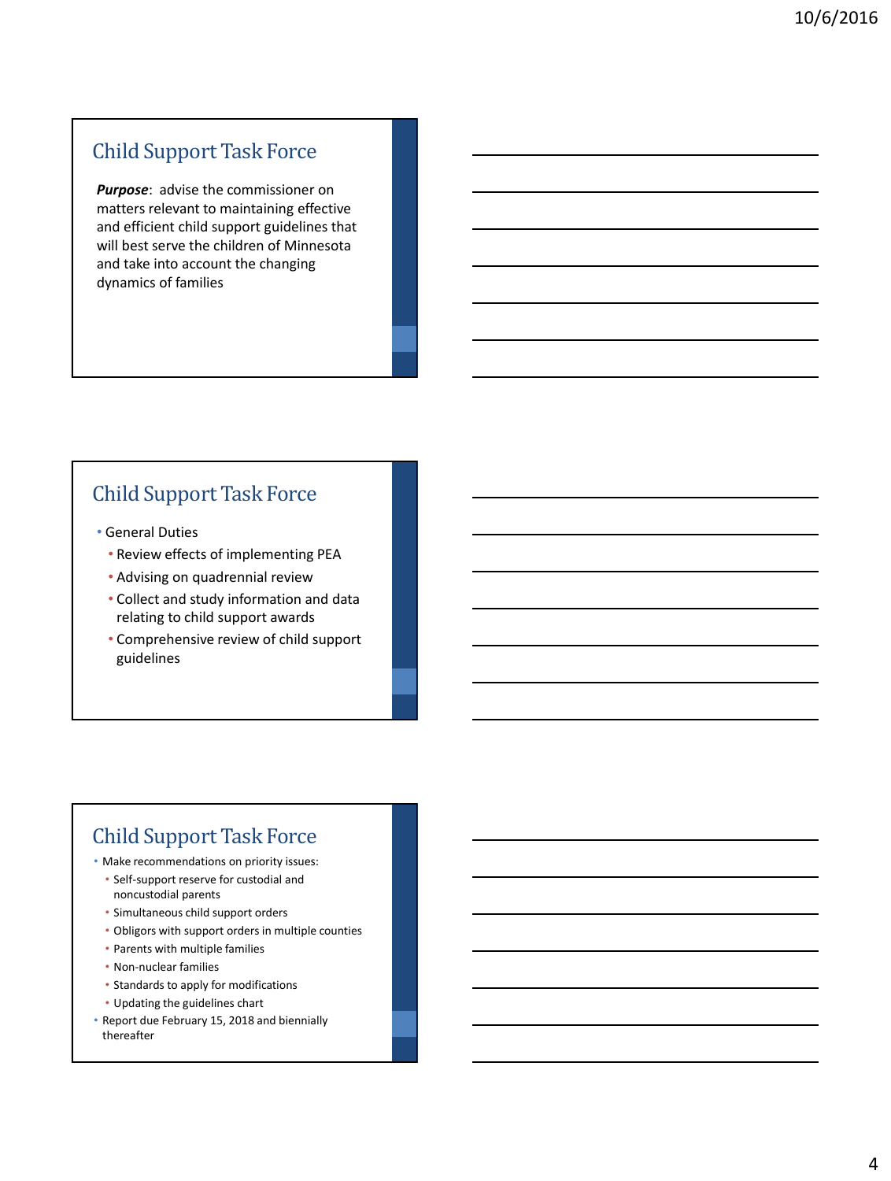## Child Support Task Force

***Purpose***: advise the commissioner on matters relevant to maintaining effective and efficient child support guidelines that will best serve the children of Minnesota and take into account the changing dynamics of families

## Child Support Task Force

- General Duties
  - Review effects of implementing PEA
  - Advising on quadrennial review
  - Collect and study information and data relating to child support awards
  - Comprehensive review of child support guidelines

## Child Support Task Force

- Make recommendations on priority issues:
  - Self-support reserve for custodial and noncustodial parents
  - Simultaneous child support orders
  - Obligors with support orders in multiple counties
  - Parents with multiple families
  - Non-nuclear families
  - Standards to apply for modifications
  - Updating the guidelines chart
- Report due February 15, 2018 and biennially thereafter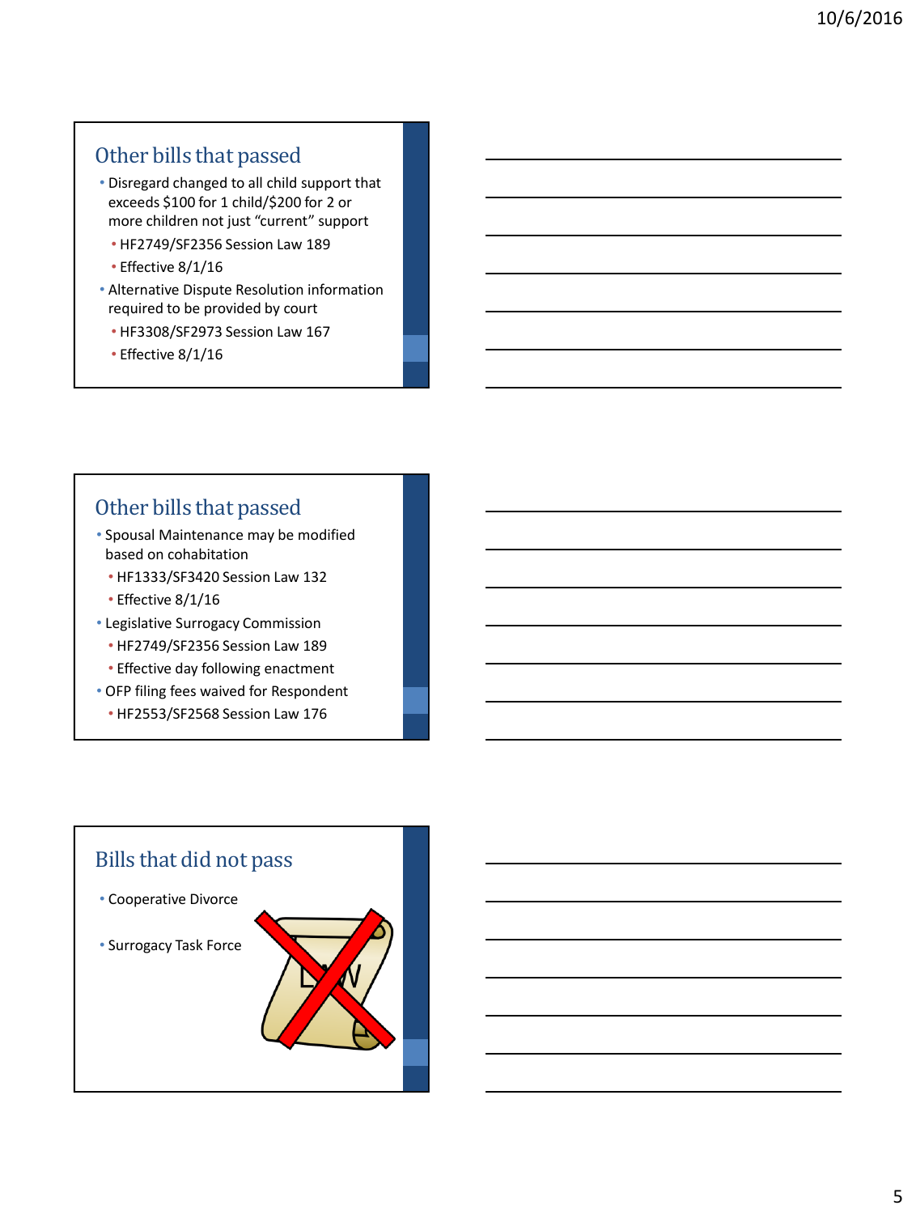## Other bills that passed

- Disregard changed to all child support that exceeds $100 for 1 child/$200 for 2 or more children not just "current" support
  - HF2749/SF2356 Session Law 189
  - Effective 8/1/16
- Alternative Dispute Resolution information required to be provided by court
  - HF3308/SF2973 Session Law 167
  - Effective 8/1/16

## Other bills that passed

- Spousal Maintenance may be modified based on cohabitation
  - HF1333/SF3420 Session Law 132
  - Effective 8/1/16
- Legislative Surrogacy Commission
  - HF2749/SF2356 Session Law 189
  - Effective day following enactment
- OFP filing fees waived for Respondent
  - HF2553/SF2568 Session Law 176

## Bills that did not pass

- Cooperative Divorce
- Surrogacy Task Force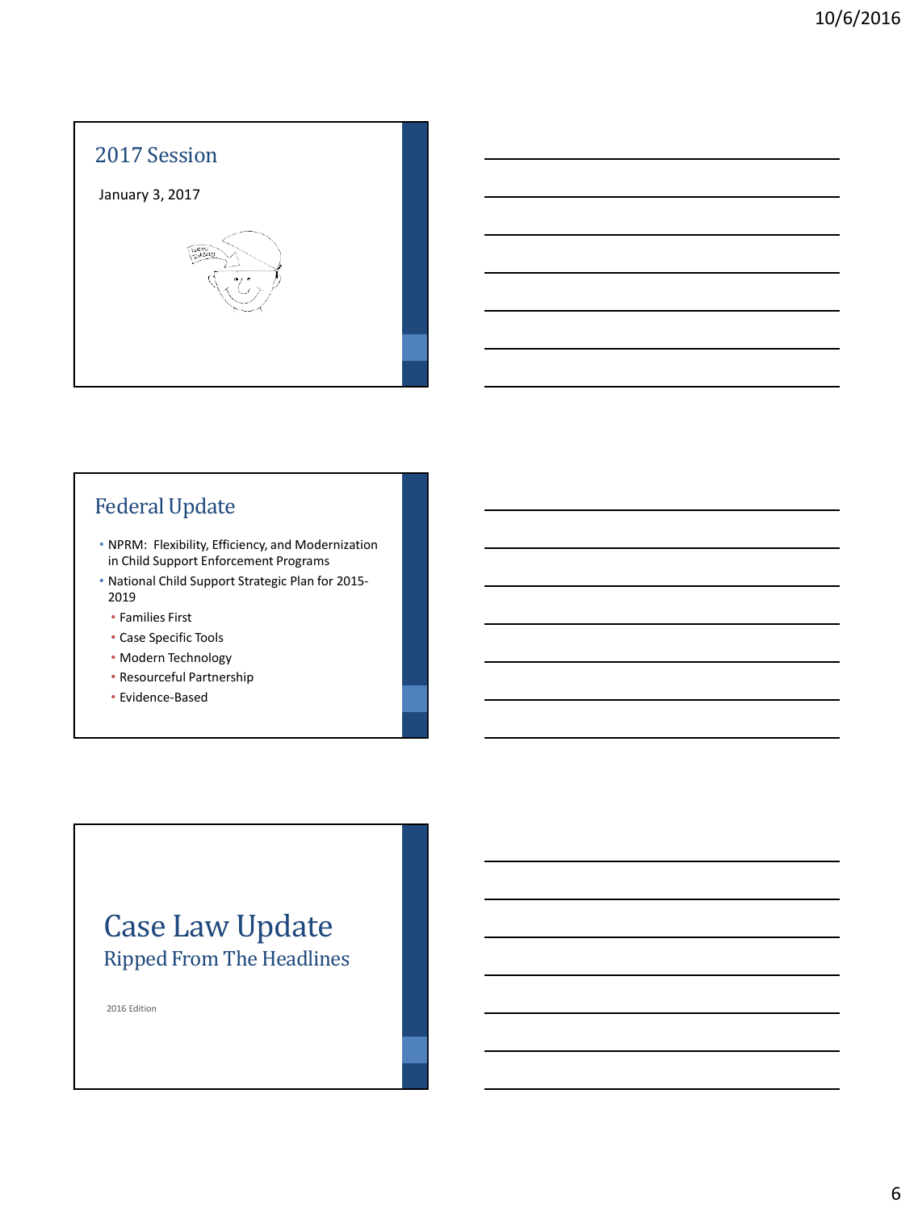## 2017 Session

January 3, 2017

## Federal Update

- NPRM: Flexibility, Efficiency, and Modernization in Child Support Enforcement Programs
- National Child Support Strategic Plan for 2015-2019
  - Families First
  - Case Specific Tools
  - Modern Technology
  - Resourceful Partnership
  - Evidence-Based

# Case Law Update

## Ripped From The Headlines

2016 Edition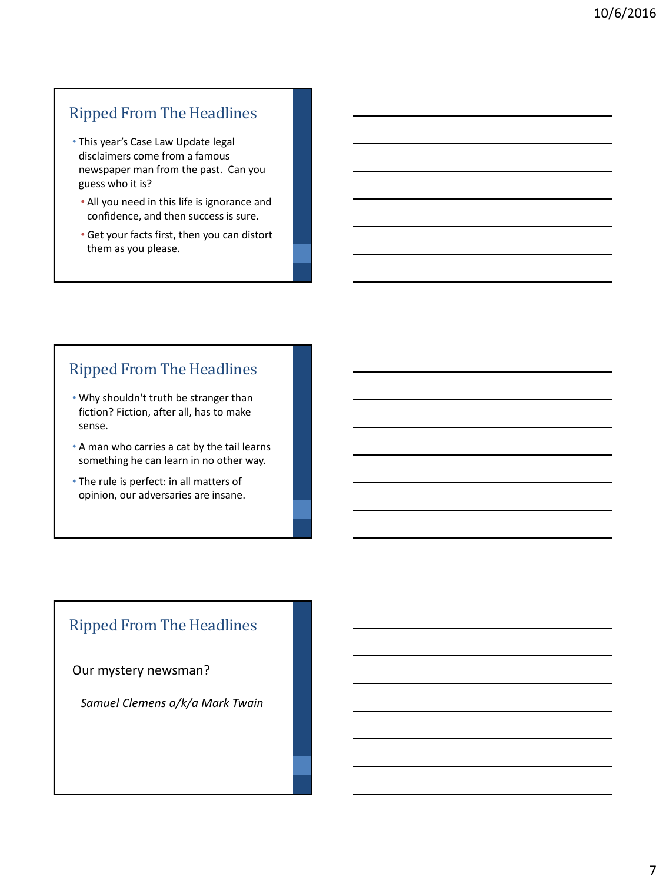## Ripped From The Headlines

- This year's Case Law Update legal disclaimers come from a famous newspaper man from the past. Can you guess who it is?
  - All you need in this life is ignorance and confidence, and then success is sure.
  - Get your facts first, then you can distort them as you please.

## Ripped From The Headlines

- Why shouldn't truth be stranger than fiction? Fiction, after all, has to make sense.
- A man who carries a cat by the tail learns something he can learn in no other way.
- The rule is perfect: in all matters of opinion, our adversaries are insane.

## Ripped From The Headlines

Our mystery newsman?

*Samuel Clemens a/k/a Mark Twain*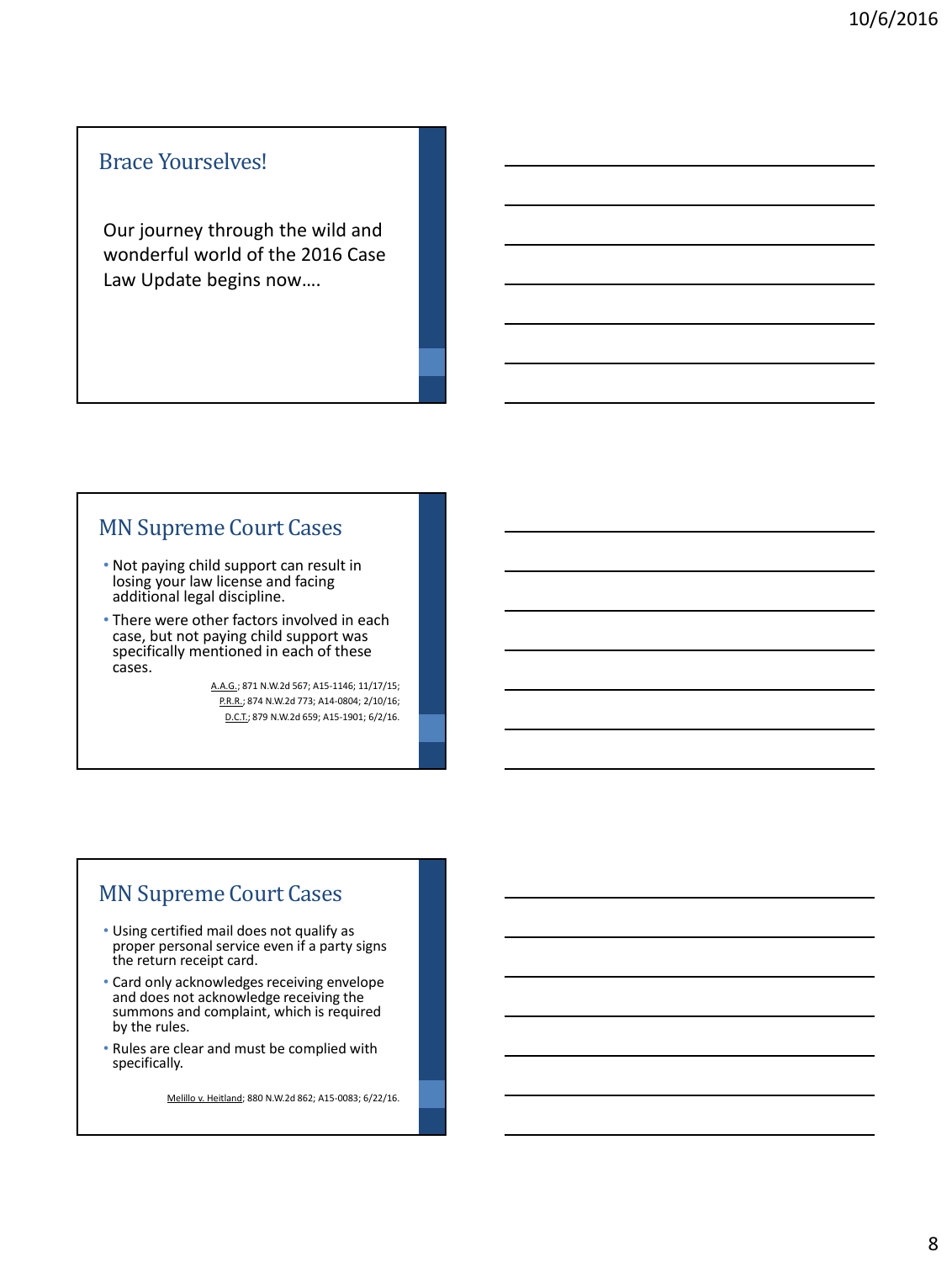## Brace Yourselves!

Our journey through the wild and wonderful world of the 2016 Case Law Update begins now….

## MN Supreme Court Cases

- Not paying child support can result in losing your law license and facing additional legal discipline.
- There were other factors involved in each case, but not paying child support was specifically mentioned in each of these cases.

A.A.G.; 871 N.W.2d 567; A15-1146; 11/17/15;
P.R.R.; 874 N.W.2d 773; A14-0804; 2/10/16;
D.C.T.; 879 N.W.2d 659; A15-1901; 6/2/16.

## MN Supreme Court Cases

- Using certified mail does not qualify as proper personal service even if a party signs the return receipt card.
- Card only acknowledges receiving envelope and does not acknowledge receiving the summons and complaint, which is required by the rules.
- Rules are clear and must be complied with specifically.

Melillo v. Heitland; 880 N.W.2d 862; A15-0083; 6/22/16.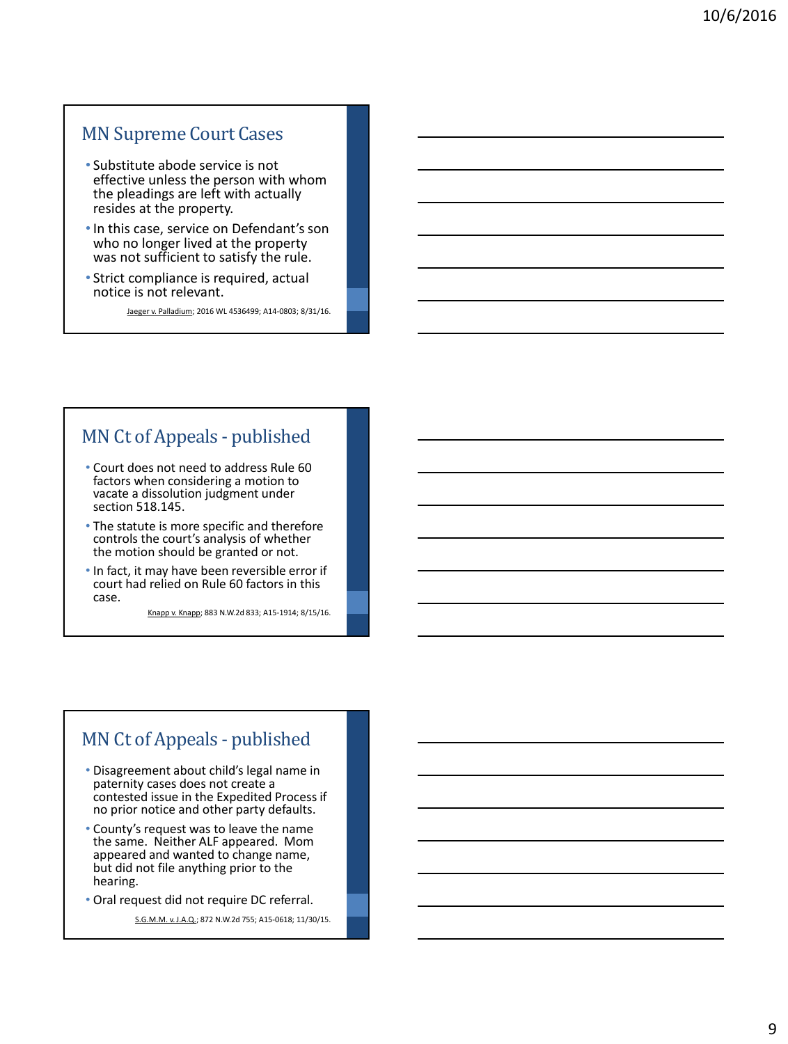## MN Supreme Court Cases

- Substitute abode service is not effective unless the person with whom the pleadings are left with actually resides at the property.
- In this case, service on Defendant's son who no longer lived at the property was not sufficient to satisfy the rule.
- Strict compliance is required, actual notice is not relevant.

Jaeger v. Palladium; 2016 WL 4536499; A14-0803; 8/31/16.

## MN Ct of Appeals - published

- Court does not need to address Rule 60 factors when considering a motion to vacate a dissolution judgment under section 518.145.
- The statute is more specific and therefore controls the court's analysis of whether the motion should be granted or not.
- In fact, it may have been reversible error if court had relied on Rule 60 factors in this case.

Knapp v. Knapp; 883 N.W.2d 833; A15-1914; 8/15/16.

## MN Ct of Appeals - published

- Disagreement about child's legal name in paternity cases does not create a contested issue in the Expedited Process if no prior notice and other party defaults.
- County's request was to leave the name the same. Neither ALF appeared. Mom appeared and wanted to change name, but did not file anything prior to the hearing.
- Oral request did not require DC referral.

S.G.M.M. v. J.A.Q.; 872 N.W.2d 755; A15-0618; 11/30/15.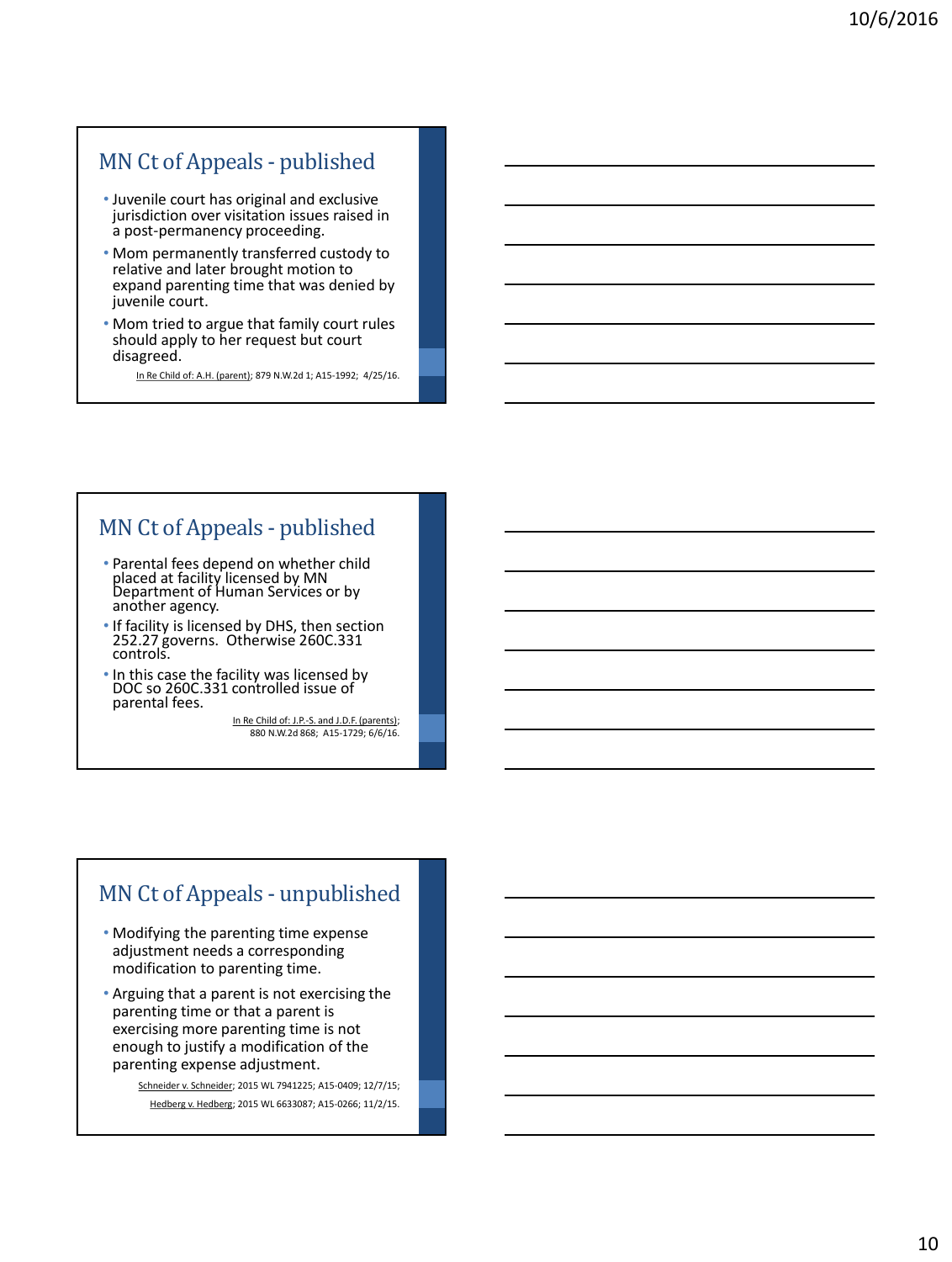## MN Ct of Appeals - published

- Juvenile court has original and exclusive jurisdiction over visitation issues raised in a post-permanency proceeding.
- Mom permanently transferred custody to relative and later brought motion to expand parenting time that was denied by juvenile court.
- Mom tried to argue that family court rules should apply to her request but court disagreed.

In Re Child of: A.H. (parent); 879 N.W.2d 1; A15-1992; 4/25/16.

## MN Ct of Appeals - published

- Parental fees depend on whether child placed at facility licensed by MN Department of Human Services or by another agency.
- If facility is licensed by DHS, then section 252.27 governs. Otherwise 260C.331 controls.
- In this case the facility was licensed by DOC so 260C.331 controlled issue of parental fees.

In Re Child of: J.P.-S. and J.D.F. (parents); 880 N.W.2d 868; A15-1729; 6/6/16.

## MN Ct of Appeals - unpublished

- Modifying the parenting time expense adjustment needs a corresponding modification to parenting time.
- Arguing that a parent is not exercising the parenting time or that a parent is exercising more parenting time is not enough to justify a modification of the parenting expense adjustment.

Schneider v. Schneider; 2015 WL 7941225; A15-0409; 12/7/15;
Hedberg v. Hedberg; 2015 WL 6633087; A15-0266; 11/2/15.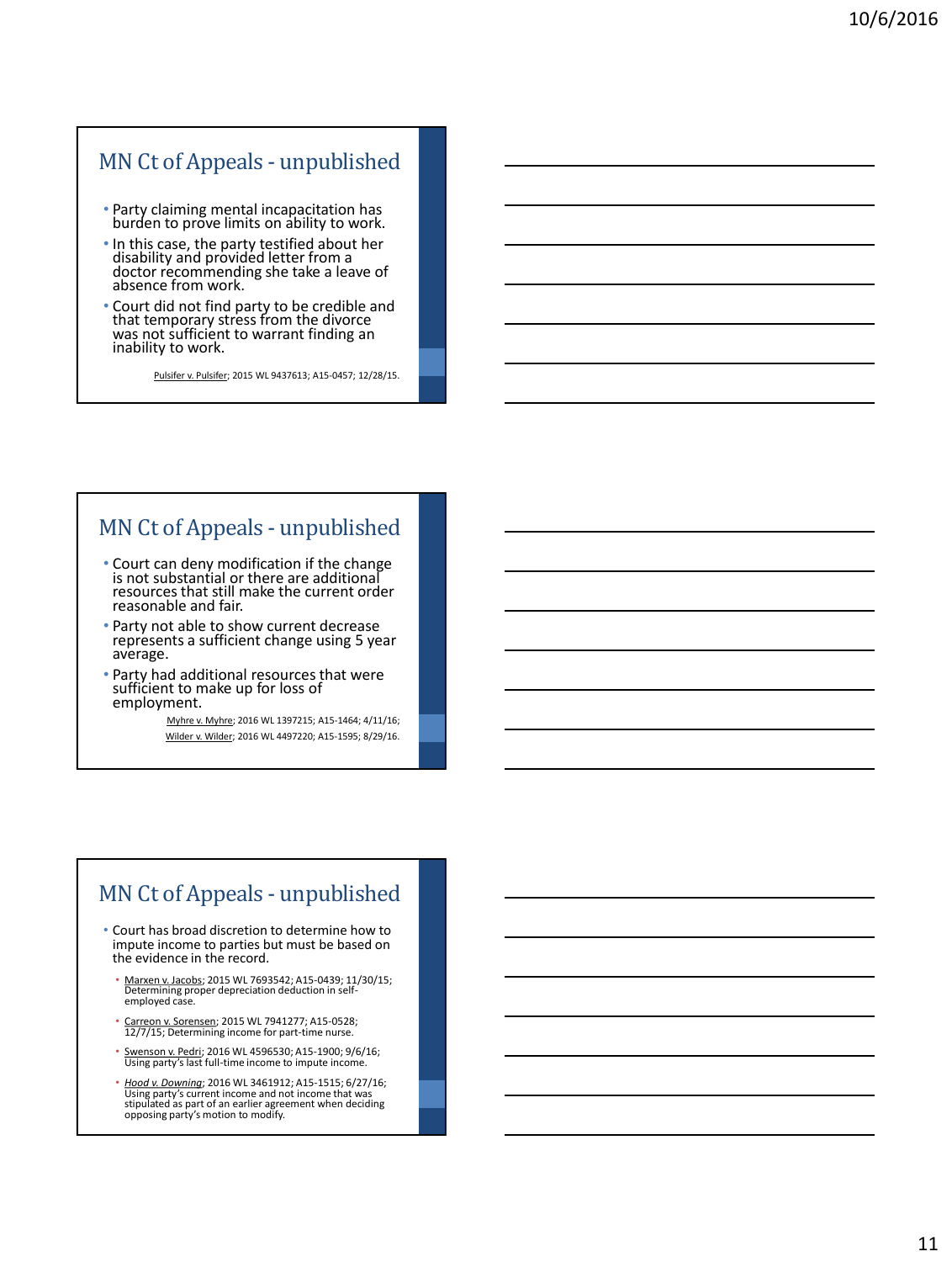## MN Ct of Appeals - unpublished

- Party claiming mental incapacitation has burden to prove limits on ability to work.
- In this case, the party testified about her disability and provided letter from a doctor recommending she take a leave of absence from work.
- Court did not find party to be credible and that temporary stress from the divorce was not sufficient to warrant finding an inability to work.

Pulsifer v. Pulsifer; 2015 WL 9437613; A15-0457; 12/28/15.

## MN Ct of Appeals - unpublished

- Court can deny modification if the change is not substantial or there are additional resources that still make the current order reasonable and fair.
- Party not able to show current decrease represents a sufficient change using 5 year average.
- Party had additional resources that were sufficient to make up for loss of employment.

Myhre v. Myhre; 2016 WL 1397215; A15-1464; 4/11/16;
Wilder v. Wilder; 2016 WL 4497220; A15-1595; 8/29/16.

## MN Ct of Appeals - unpublished

- Court has broad discretion to determine how to impute income to parties but must be based on the evidence in the record.
  - Marxen v. Jacobs; 2015 WL 7693542; A15-0439; 11/30/15; Determining proper depreciation deduction in self-employed case.
  - Carreon v. Sorensen; 2015 WL 7941277; A15-0528; 12/7/15; Determining income for part-time nurse.
  - Swenson v. Pedri; 2016 WL 4596530; A15-1900; 9/6/16; Using party's last full-time income to impute income.
  - *Hood v. Downing*; 2016 WL 3461912; A15-1515; 6/27/16; Using party's current income and not income that was stipulated as part of an earlier agreement when deciding opposing party's motion to modify.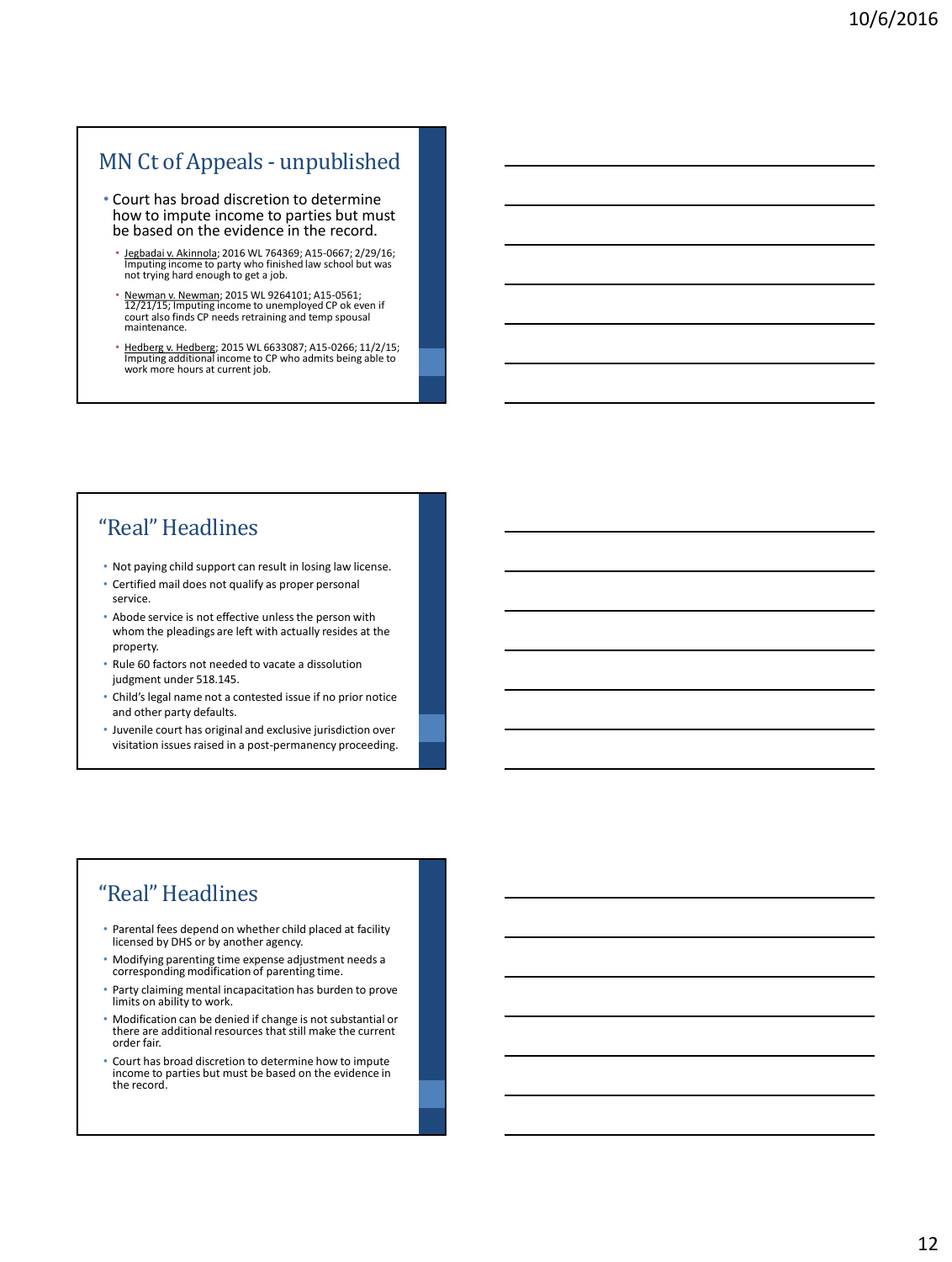## MN Ct of Appeals - unpublished

- Court has broad discretion to determine how to impute income to parties but must be based on the evidence in the record.
  - Jegbadai v. Akinnola; 2016 WL 764369; A15-0667; 2/29/16; Imputing income to party who finished law school but was not trying hard enough to get a job.
  - Newman v. Newman; 2015 WL 9264101; A15-0561; 12/21/15; Imputing income to unemployed CP ok even if court also finds CP needs retraining and temp spousal maintenance.
  - Hedberg v. Hedberg; 2015 WL 6633087; A15-0266; 11/2/15; Imputing additional income to CP who admits being able to work more hours at current job.

## "Real" Headlines

- Not paying child support can result in losing law license.
- Certified mail does not qualify as proper personal service.
- Abode service is not effective unless the person with whom the pleadings are left with actually resides at the property.
- Rule 60 factors not needed to vacate a dissolution judgment under 518.145.
- Child's legal name not a contested issue if no prior notice and other party defaults.
- Juvenile court has original and exclusive jurisdiction over visitation issues raised in a post-permanency proceeding.

## "Real" Headlines

- Parental fees depend on whether child placed at facility licensed by DHS or by another agency.
- Modifying parenting time expense adjustment needs a corresponding modification of parenting time.
- Party claiming mental incapacitation has burden to prove limits on ability to work.
- Modification can be denied if change is not substantial or there are additional resources that still make the current order fair.
- Court has broad discretion to determine how to impute income to parties but must be based on the evidence in the record.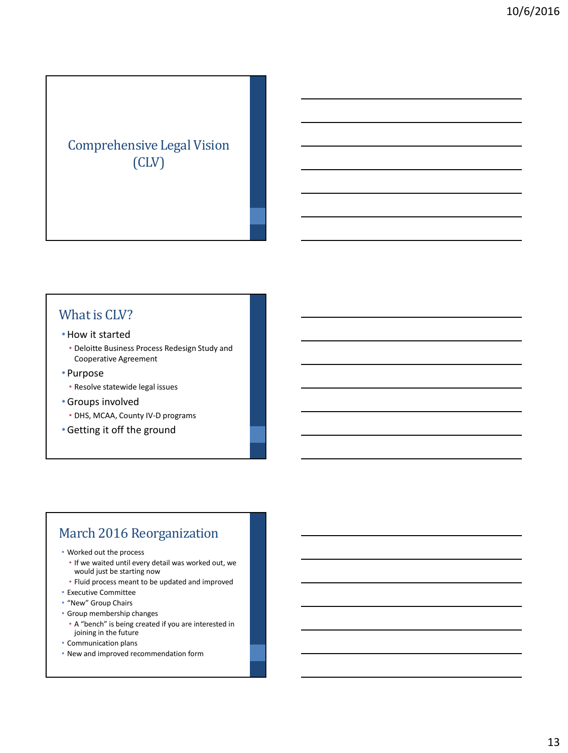# Comprehensive Legal Vision (CLV)

## What is CLV?

- How it started
  - Deloitte Business Process Redesign Study and Cooperative Agreement
- Purpose
  - Resolve statewide legal issues
- Groups involved
  - DHS, MCAA, County IV-D programs
- Getting it off the ground

## March 2016 Reorganization

- Worked out the process
  - If we waited until every detail was worked out, we would just be starting now
  - Fluid process meant to be updated and improved
- Executive Committee
- "New" Group Chairs
- Group membership changes
  - A "bench" is being created if you are interested in joining in the future
- Communication plans
- New and improved recommendation form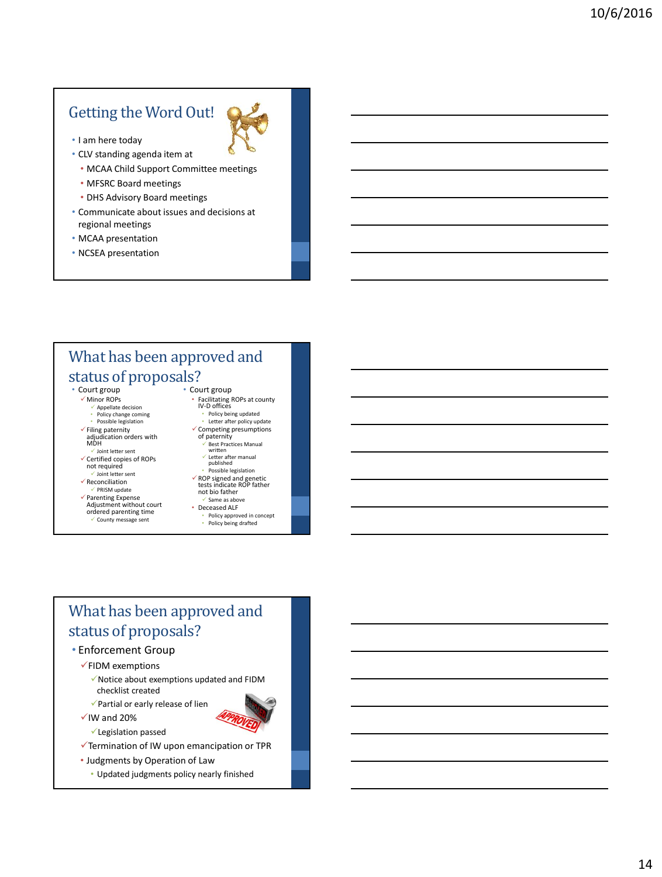## Getting the Word Out!

- I am here today
- CLV standing agenda item at
  - MCAA Child Support Committee meetings
  - MFSRC Board meetings
  - DHS Advisory Board meetings
- Communicate about issues and decisions at regional meetings
- MCAA presentation
- NCSEA presentation

## What has been approved and status of proposals?

- Court group
  - ✓ Minor ROPs
    - ✓ Appellate decision
    - Policy change coming
    - Possible legislation
  - ✓ Filing paternity adjudication orders with MDH
    - ✓ Joint letter sent
  - ✓ Certified copies of ROPs not required
    - ✓ Joint letter sent
  - ✓ Reconciliation
    - ✓ PRISM update
  - ✓ Parenting Expense Adjustment without court ordered parenting time
    - ✓ County message sent
- Court group
  - Facilitating ROPs at county IV-D offices
    - Policy being updated
    - Letter after policy update
  - ✓ Competing presumptions of paternity
    - ✓ Best Practices Manual written
    - ✓ Letter after manual published
    - Possible legislation
  - ✓ ROP signed and genetic tests indicate ROP father not bio father
    - ✓ Same as above
  - Deceased ALF
    - Policy approved in concept
    - Policy being drafted

## What has been approved and status of proposals?

- Enforcement Group
  - ✓ FIDM exemptions
    - ✓ Notice about exemptions updated and FIDM checklist created
    - ✓ Partial or early release of lien
  - ✓ IW and 20%
    - ✓ Legislation passed
  - ✓ Termination of IW upon emancipation or TPR
  - Judgments by Operation of Law
    - Updated judgments policy nearly finished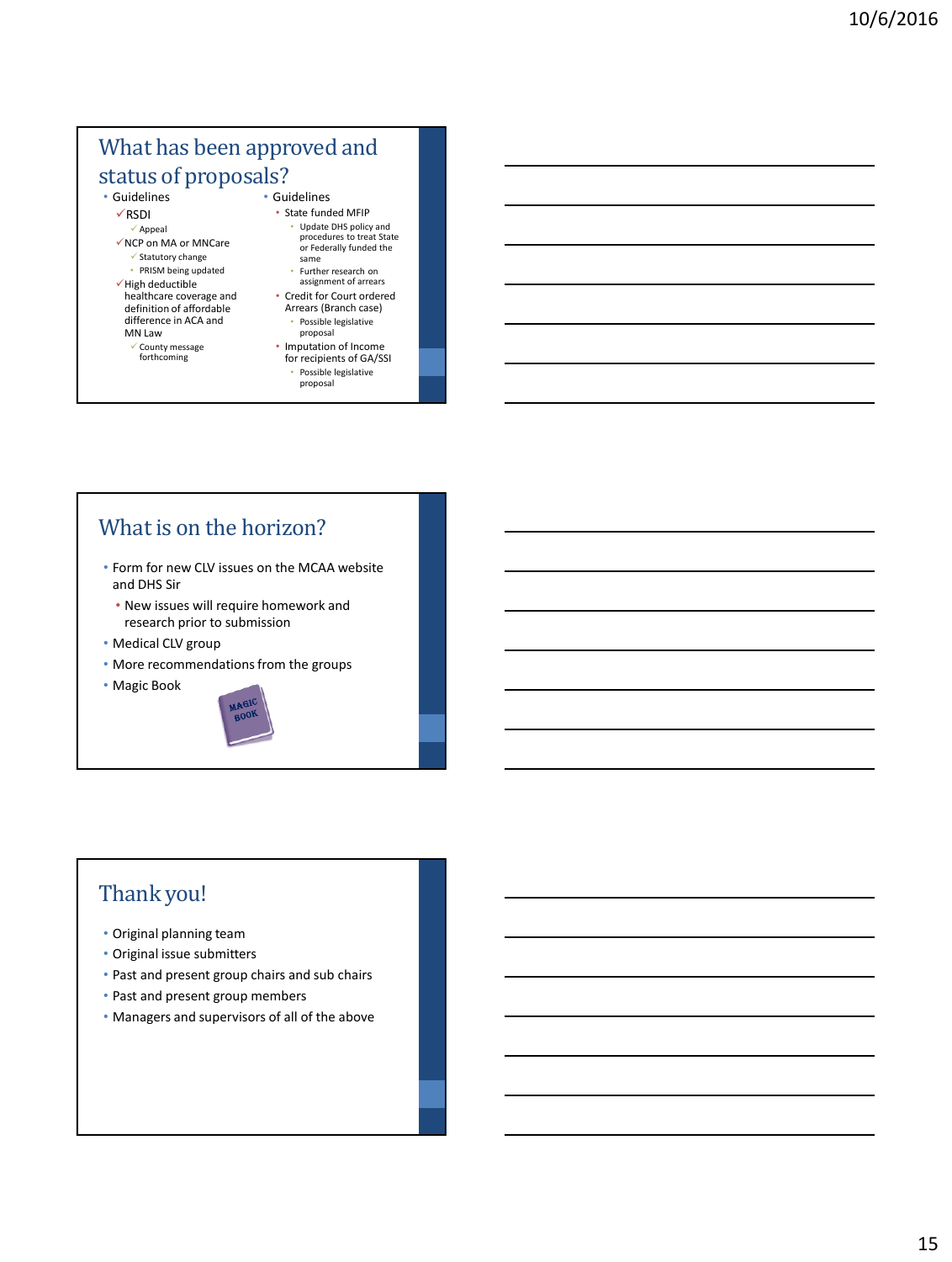## What has been approved and status of proposals?

- Guidelines
  - ✓ RSDI
    - ✓ Appeal
  - ✓ NCP on MA or MNCare
    - ✓ Statutory change
    - PRISM being updated
  - ✓ High deductible healthcare coverage and definition of affordable difference in ACA and MN Law
    - ✓ County message forthcoming
- Guidelines
  - State funded MFIP
    - Update DHS policy and procedures to treat State or Federally funded the same
    - Further research on assignment of arrears
  - Credit for Court ordered Arrears (Branch case)
    - Possible legislative proposal
  - Imputation of Income for recipients of GA/SSI
    - Possible legislative proposal

## What is on the horizon?

- Form for new CLV issues on the MCAA website and DHS Sir
  - New issues will require homework and research prior to submission
- Medical CLV group
- More recommendations from the groups
- Magic Book

## Thank you!

- Original planning team
- Original issue submitters
- Past and present group chairs and sub chairs
- Past and present group members
- Managers and supervisors of all of the above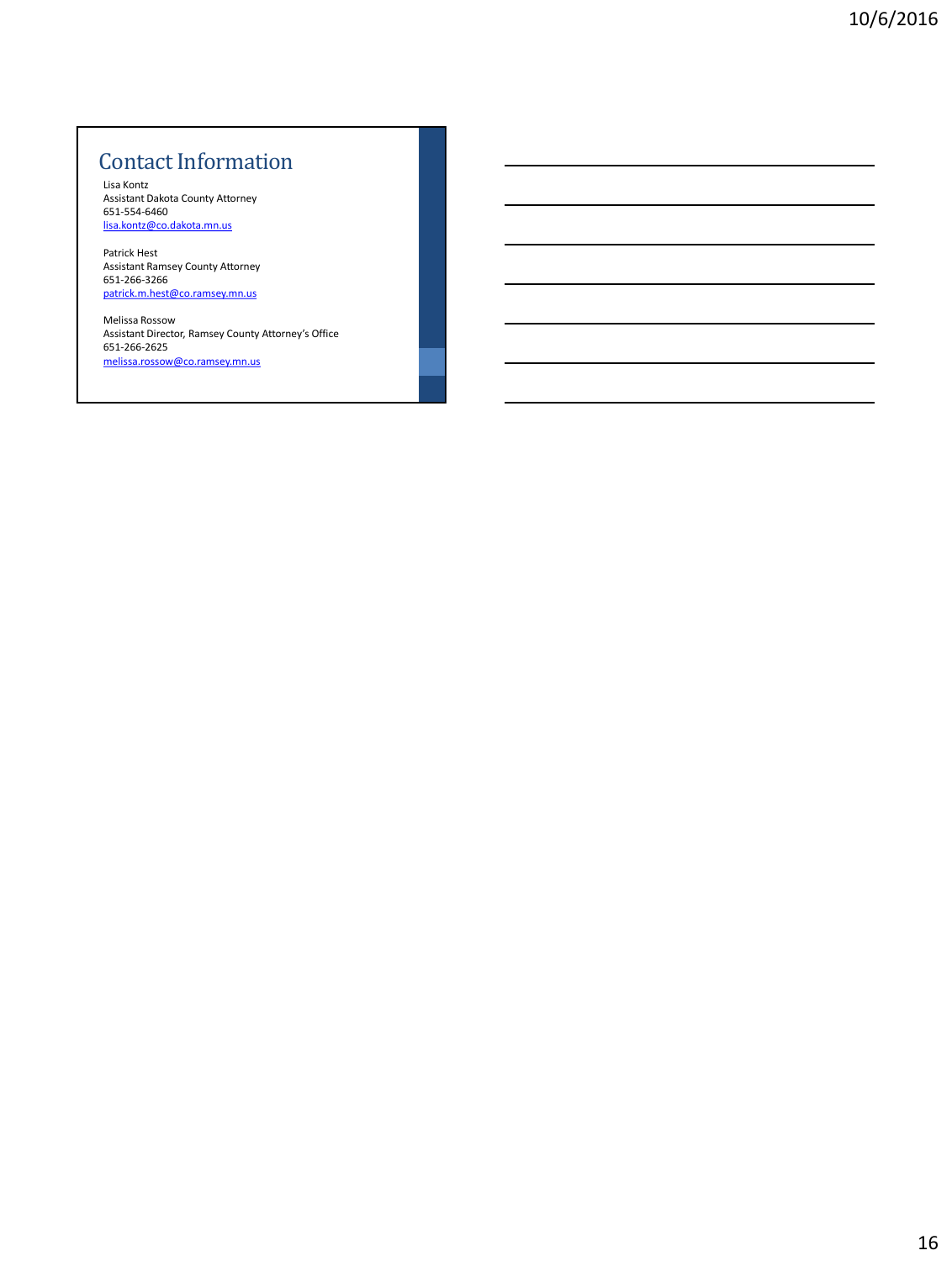## Contact Information

Lisa Kontz
Assistant Dakota County Attorney
651-554-6460
lisa.kontz@co.dakota.mn.us

Patrick Hest
Assistant Ramsey County Attorney
651-266-3266
patrick.m.hest@co.ramsey.mn.us

Melissa Rossow
Assistant Director, Ramsey County Attorney's Office
651-266-2625
melissa.rossow@co.ramsey.mn.us